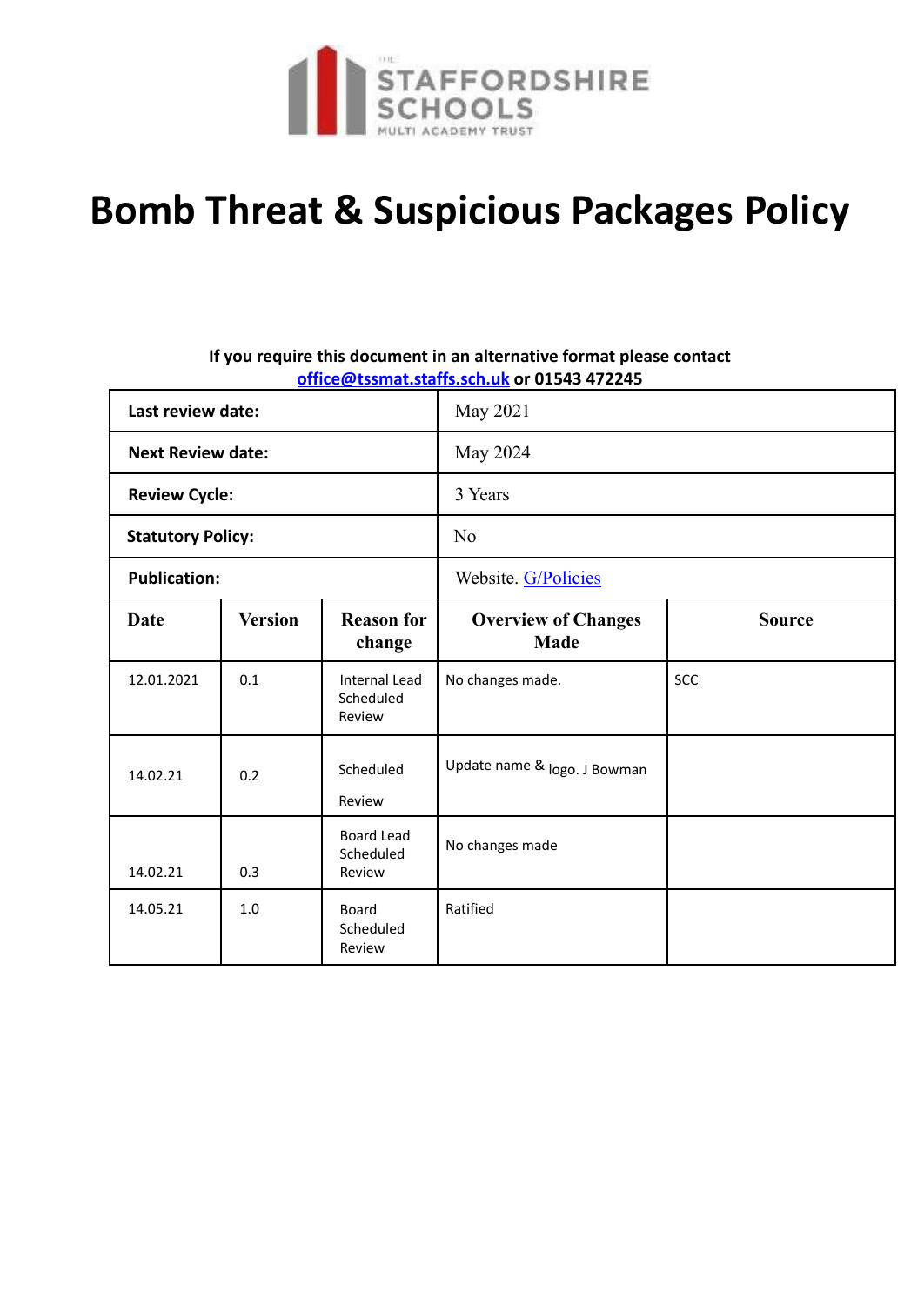THE STAFFORDSHIRE SCHOOLS MULTI ACADEMY TRUST

# Bomb Threat & Suspicious Packages Policy

**If you require this document in an alternative format please contact office@tssmat.staffs.sch.uk or 01543 472245**

| **Last review date:** | | | May 2021 | |
|---|---|---|---|---|
| **Next Review date:** | | | May 2024 | |
| **Review Cycle:** | | | 3 Years | |
| **Statutory Policy:** | | | No | |
| **Publication:** | | | Website. G/Policies | |
| **Date** | **Version** | **Reason for change** | **Overview of Changes Made** | **Source** |
| 12.01.2021 | 0.1 | Internal Lead Scheduled Review | No changes made. | SCC |
| 14.02.21 | 0.2 | Scheduled Review | Update name & logo. J Bowman | |
| 14.02.21 | 0.3 | Board Lead Scheduled Review | No changes made | |
| 14.05.21 | 1.0 | Board Scheduled Review | Ratified | |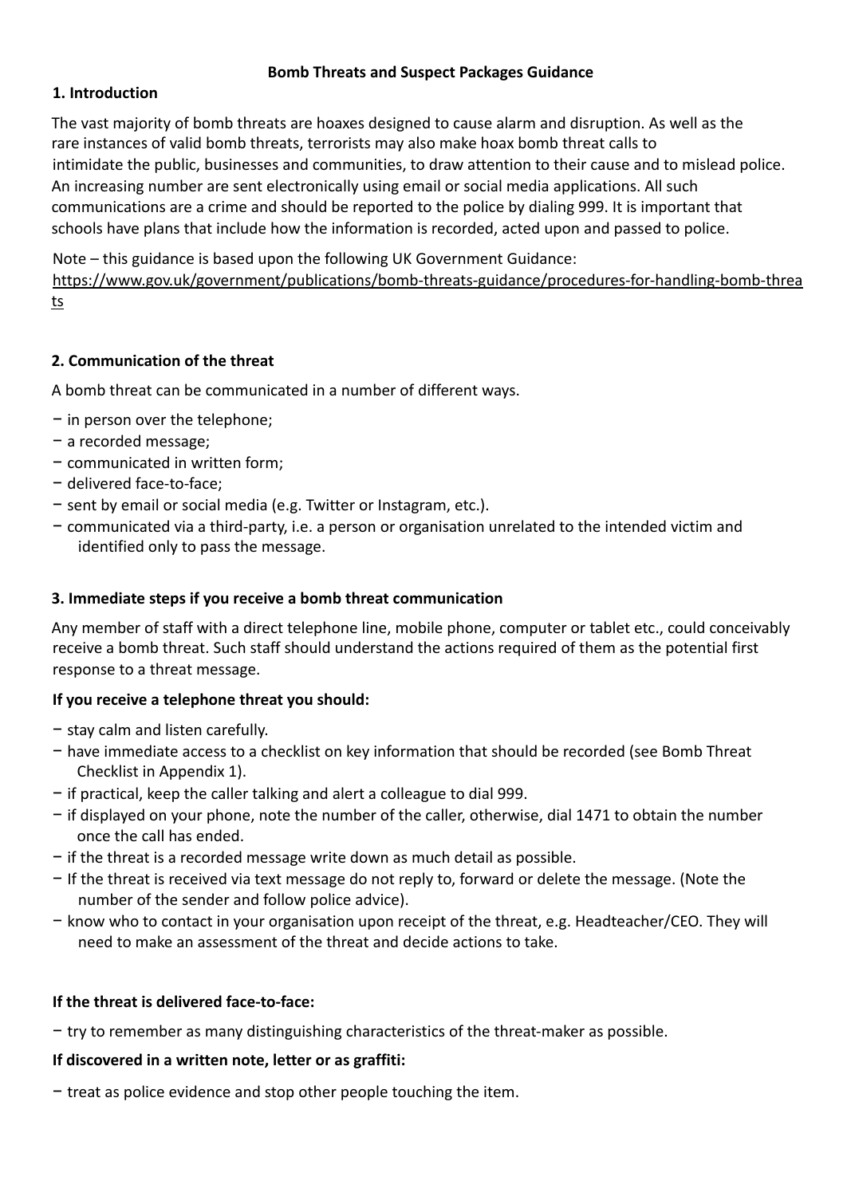**Bomb Threats and Suspect Packages Guidance**

## 1. Introduction

The vast majority of bomb threats are hoaxes designed to cause alarm and disruption. As well as the rare instances of valid bomb threats, terrorists may also make hoax bomb threat calls to intimidate the public, businesses and communities, to draw attention to their cause and to mislead police. An increasing number are sent electronically using email or social media applications. All such communications are a crime and should be reported to the police by dialing 999. It is important that schools have plans that include how the information is recorded, acted upon and passed to police.

Note – this guidance is based upon the following UK Government Guidance: https://www.gov.uk/government/publications/bomb-threats-guidance/procedures-for-handling-bomb-threats

## 2. Communication of the threat

A bomb threat can be communicated in a number of different ways.

- in person over the telephone;
- a recorded message;
- communicated in written form;
- delivered face-to-face;
- sent by email or social media (e.g. Twitter or Instagram, etc.).
- communicated via a third-party, i.e. a person or organisation unrelated to the intended victim and identified only to pass the message.

## 3. Immediate steps if you receive a bomb threat communication

Any member of staff with a direct telephone line, mobile phone, computer or tablet etc., could conceivably receive a bomb threat. Such staff should understand the actions required of them as the potential first response to a threat message.

**If you receive a telephone threat you should:**

- stay calm and listen carefully.
- have immediate access to a checklist on key information that should be recorded (see Bomb Threat Checklist in Appendix 1).
- if practical, keep the caller talking and alert a colleague to dial 999.
- if displayed on your phone, note the number of the caller, otherwise, dial 1471 to obtain the number once the call has ended.
- if the threat is a recorded message write down as much detail as possible.
- If the threat is received via text message do not reply to, forward or delete the message. (Note the number of the sender and follow police advice).
- know who to contact in your organisation upon receipt of the threat, e.g. Headteacher/CEO. They will need to make an assessment of the threat and decide actions to take.

**If the threat is delivered face-to-face:**

- try to remember as many distinguishing characteristics of the threat-maker as possible.

**If discovered in a written note, letter or as graffiti:**

- treat as police evidence and stop other people touching the item.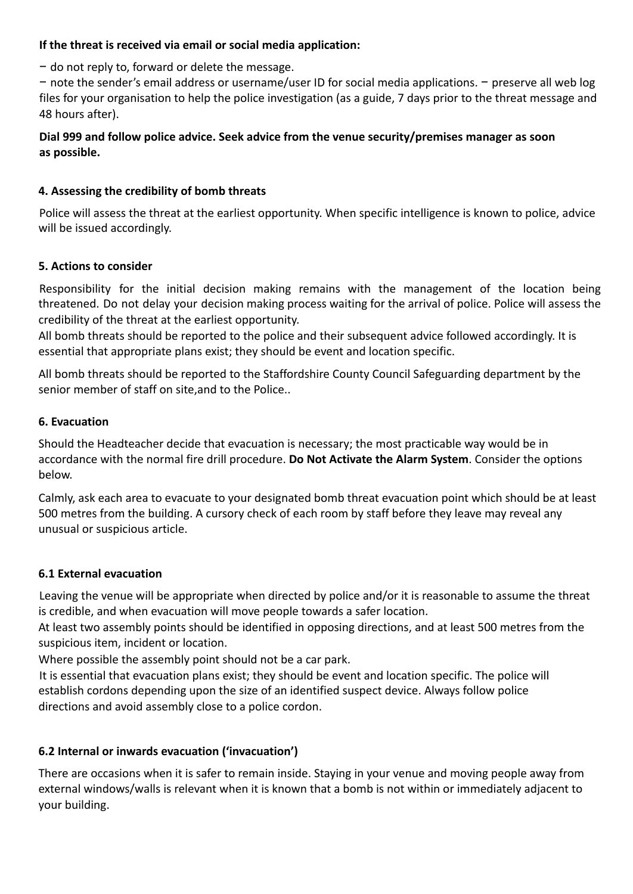**If the threat is received via email or social media application:**

− do not reply to, forward or delete the message.

− note the sender's email address or username/user ID for social media applications. − preserve all web log files for your organisation to help the police investigation (as a guide, 7 days prior to the threat message and 48 hours after).

**Dial 999 and follow police advice. Seek advice from the venue security/premises manager as soon as possible.**

### 4. Assessing the credibility of bomb threats

Police will assess the threat at the earliest opportunity. When specific intelligence is known to police, advice will be issued accordingly.

### 5. Actions to consider

Responsibility for the initial decision making remains with the management of the location being threatened. Do not delay your decision making process waiting for the arrival of police. Police will assess the credibility of the threat at the earliest opportunity.

All bomb threats should be reported to the police and their subsequent advice followed accordingly. It is essential that appropriate plans exist; they should be event and location specific.

All bomb threats should be reported to the Staffordshire County Council Safeguarding department by the senior member of staff on site,and to the Police..

### 6. Evacuation

Should the Headteacher decide that evacuation is necessary; the most practicable way would be in accordance with the normal fire drill procedure. **Do Not Activate the Alarm System**. Consider the options below.

Calmly, ask each area to evacuate to your designated bomb threat evacuation point which should be at least 500 metres from the building. A cursory check of each room by staff before they leave may reveal any unusual or suspicious article.

#### 6.1 External evacuation

Leaving the venue will be appropriate when directed by police and/or it is reasonable to assume the threat is credible, and when evacuation will move people towards a safer location.

At least two assembly points should be identified in opposing directions, and at least 500 metres from the suspicious item, incident or location.

Where possible the assembly point should not be a car park.

It is essential that evacuation plans exist; they should be event and location specific. The police will establish cordons depending upon the size of an identified suspect device. Always follow police directions and avoid assembly close to a police cordon.

#### 6.2 Internal or inwards evacuation ('invacuation')

There are occasions when it is safer to remain inside. Staying in your venue and moving people away from external windows/walls is relevant when it is known that a bomb is not within or immediately adjacent to your building.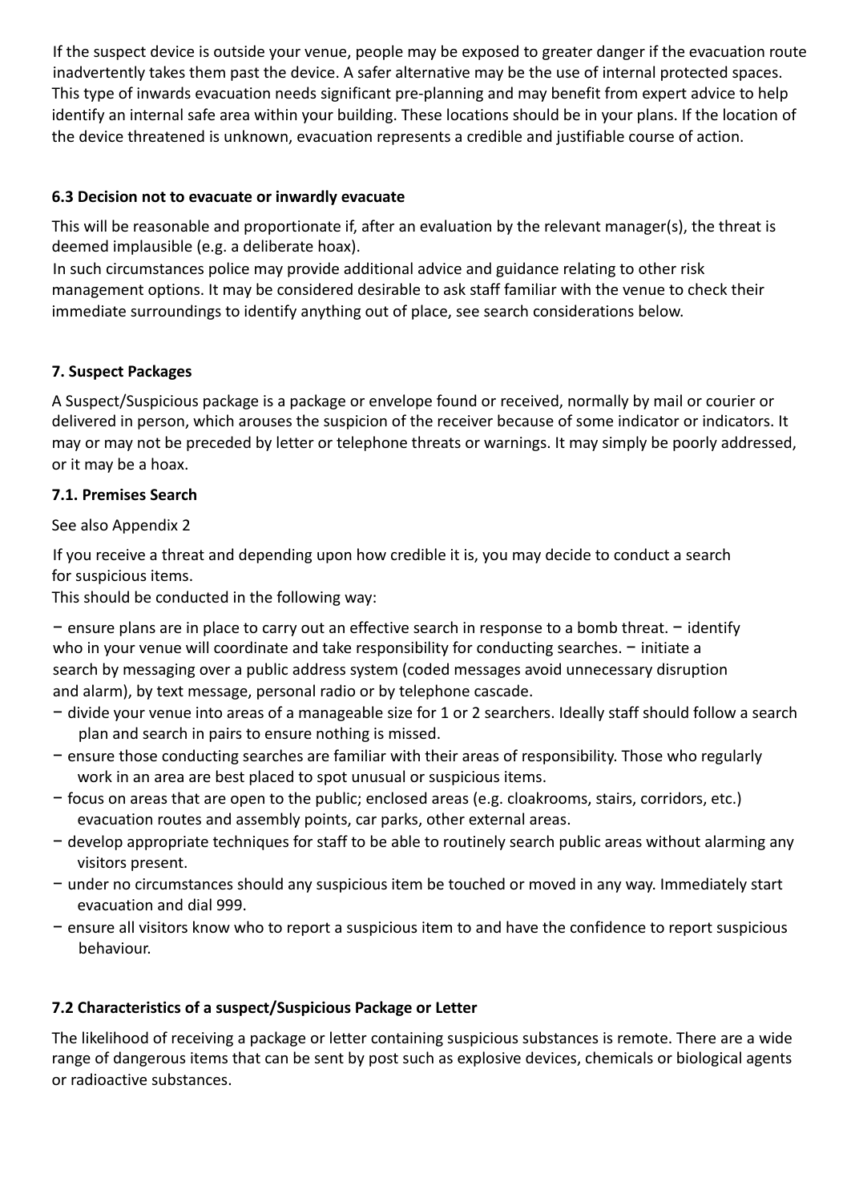If the suspect device is outside your venue, people may be exposed to greater danger if the evacuation route inadvertently takes them past the device. A safer alternative may be the use of internal protected spaces. This type of inwards evacuation needs significant pre-planning and may benefit from expert advice to help identify an internal safe area within your building. These locations should be in your plans. If the location of the device threatened is unknown, evacuation represents a credible and justifiable course of action.

### 6.3 Decision not to evacuate or inwardly evacuate

This will be reasonable and proportionate if, after an evaluation by the relevant manager(s), the threat is deemed implausible (e.g. a deliberate hoax).
In such circumstances police may provide additional advice and guidance relating to other risk management options. It may be considered desirable to ask staff familiar with the venue to check their immediate surroundings to identify anything out of place, see search considerations below.

## 7. Suspect Packages

A Suspect/Suspicious package is a package or envelope found or received, normally by mail or courier or delivered in person, which arouses the suspicion of the receiver because of some indicator or indicators. It may or may not be preceded by letter or telephone threats or warnings. It may simply be poorly addressed, or it may be a hoax.

### 7.1. Premises Search

See also Appendix 2

If you receive a threat and depending upon how credible it is, you may decide to conduct a search for suspicious items.
This should be conducted in the following way:

- ensure plans are in place to carry out an effective search in response to a bomb threat.
- identify who in your venue will coordinate and take responsibility for conducting searches.
- initiate a search by messaging over a public address system (coded messages avoid unnecessary disruption and alarm), by text message, personal radio or by telephone cascade.
- divide your venue into areas of a manageable size for 1 or 2 searchers. Ideally staff should follow a search plan and search in pairs to ensure nothing is missed.
- ensure those conducting searches are familiar with their areas of responsibility. Those who regularly work in an area are best placed to spot unusual or suspicious items.
- focus on areas that are open to the public; enclosed areas (e.g. cloakrooms, stairs, corridors, etc.) evacuation routes and assembly points, car parks, other external areas.
- develop appropriate techniques for staff to be able to routinely search public areas without alarming any visitors present.
- under no circumstances should any suspicious item be touched or moved in any way. Immediately start evacuation and dial 999.
- ensure all visitors know who to report a suspicious item to and have the confidence to report suspicious behaviour.

### 7.2 Characteristics of a suspect/Suspicious Package or Letter

The likelihood of receiving a package or letter containing suspicious substances is remote. There are a wide range of dangerous items that can be sent by post such as explosive devices, chemicals or biological agents or radioactive substances.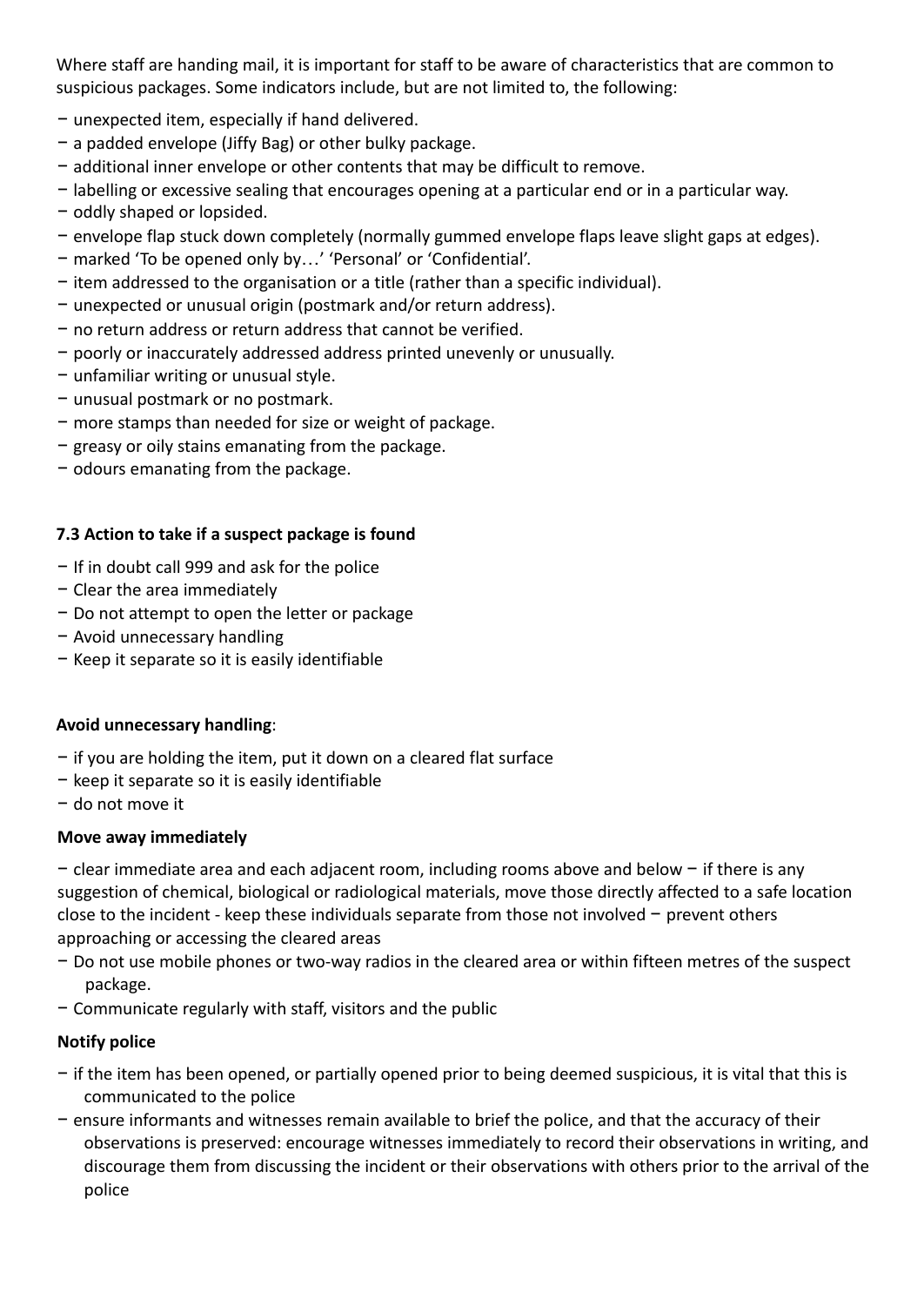Where staff are handing mail, it is important for staff to be aware of characteristics that are common to suspicious packages. Some indicators include, but are not limited to, the following:

- unexpected item, especially if hand delivered.
- a padded envelope (Jiffy Bag) or other bulky package.
- additional inner envelope or other contents that may be difficult to remove.
- labelling or excessive sealing that encourages opening at a particular end or in a particular way.
- oddly shaped or lopsided.
- envelope flap stuck down completely (normally gummed envelope flaps leave slight gaps at edges).
- marked 'To be opened only by…' 'Personal' or 'Confidential'.
- item addressed to the organisation or a title (rather than a specific individual).
- unexpected or unusual origin (postmark and/or return address).
- no return address or return address that cannot be verified.
- poorly or inaccurately addressed address printed unevenly or unusually.
- unfamiliar writing or unusual style.
- unusual postmark or no postmark.
- more stamps than needed for size or weight of package.
- greasy or oily stains emanating from the package.
- odours emanating from the package.

**7.3 Action to take if a suspect package is found**

- If in doubt call 999 and ask for the police
- Clear the area immediately
- Do not attempt to open the letter or package
- Avoid unnecessary handling
- Keep it separate so it is easily identifiable

**Avoid unnecessary handling**:

- if you are holding the item, put it down on a cleared flat surface
- keep it separate so it is easily identifiable
- do not move it

**Move away immediately**

- clear immediate area and each adjacent room, including rooms above and below − if there is any suggestion of chemical, biological or radiological materials, move those directly affected to a safe location close to the incident - keep these individuals separate from those not involved − prevent others approaching or accessing the cleared areas
- Do not use mobile phones or two-way radios in the cleared area or within fifteen metres of the suspect package.
- Communicate regularly with staff, visitors and the public

**Notify police**

- if the item has been opened, or partially opened prior to being deemed suspicious, it is vital that this is communicated to the police
- ensure informants and witnesses remain available to brief the police, and that the accuracy of their observations is preserved: encourage witnesses immediately to record their observations in writing, and discourage them from discussing the incident or their observations with others prior to the arrival of the police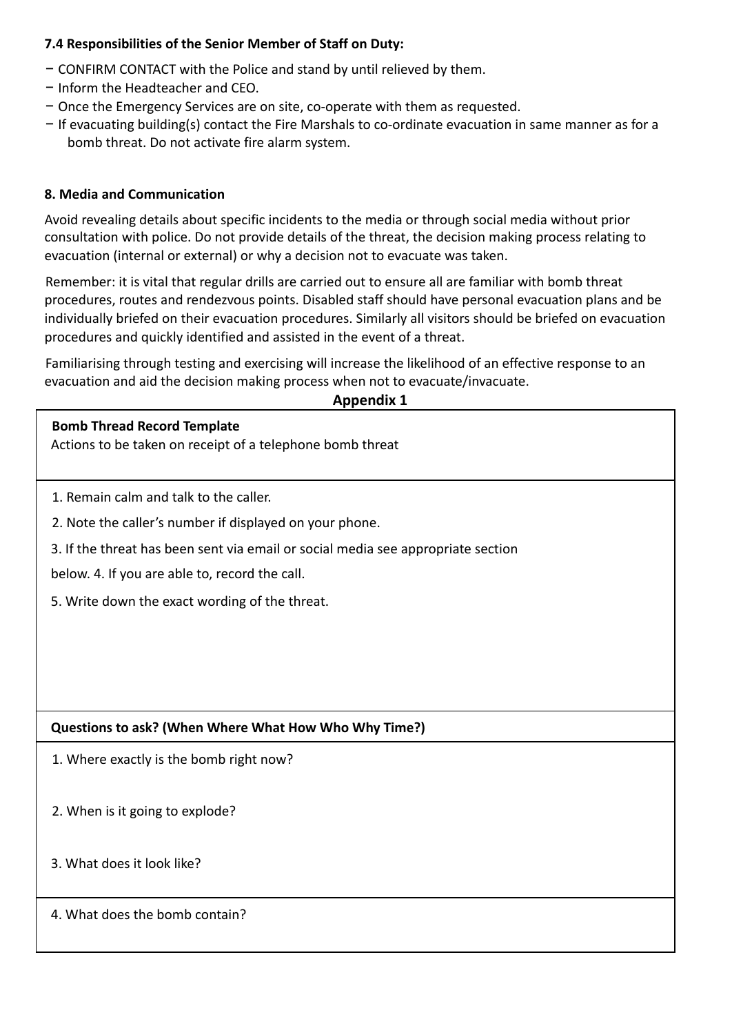**7.4 Responsibilities of the Senior Member of Staff on Duty:**

- CONFIRM CONTACT with the Police and stand by until relieved by them.
- Inform the Headteacher and CEO.
- Once the Emergency Services are on site, co-operate with them as requested.
- If evacuating building(s) contact the Fire Marshals to co-ordinate evacuation in same manner as for a bomb threat. Do not activate fire alarm system.

## 8. Media and Communication

Avoid revealing details about specific incidents to the media or through social media without prior consultation with police. Do not provide details of the threat, the decision making process relating to evacuation (internal or external) or why a decision not to evacuate was taken.

Remember: it is vital that regular drills are carried out to ensure all are familiar with bomb threat procedures, routes and rendezvous points. Disabled staff should have personal evacuation plans and be individually briefed on their evacuation procedures. Similarly all visitors should be briefed on evacuation procedures and quickly identified and assisted in the event of a threat.

Familiarising through testing and exercising will increase the likelihood of an effective response to an evacuation and aid the decision making process when not to evacuate/invacuate.

## Appendix 1

| **Bomb Thread Record Template**<br>Actions to be taken on receipt of a telephone bomb threat |
|---|
| 1. Remain calm and talk to the caller.<br>2. Note the caller's number if displayed on your phone.<br>3. If the threat has been sent via email or social media see appropriate section below. 4. If you are able to, record the call.<br>5. Write down the exact wording of the threat. |
| **Questions to ask? (When Where What How Who Why Time?)** |
| 1. Where exactly is the bomb right now?<br>2. When is it going to explode?<br>3. What does it look like? |
| 4. What does the bomb contain? |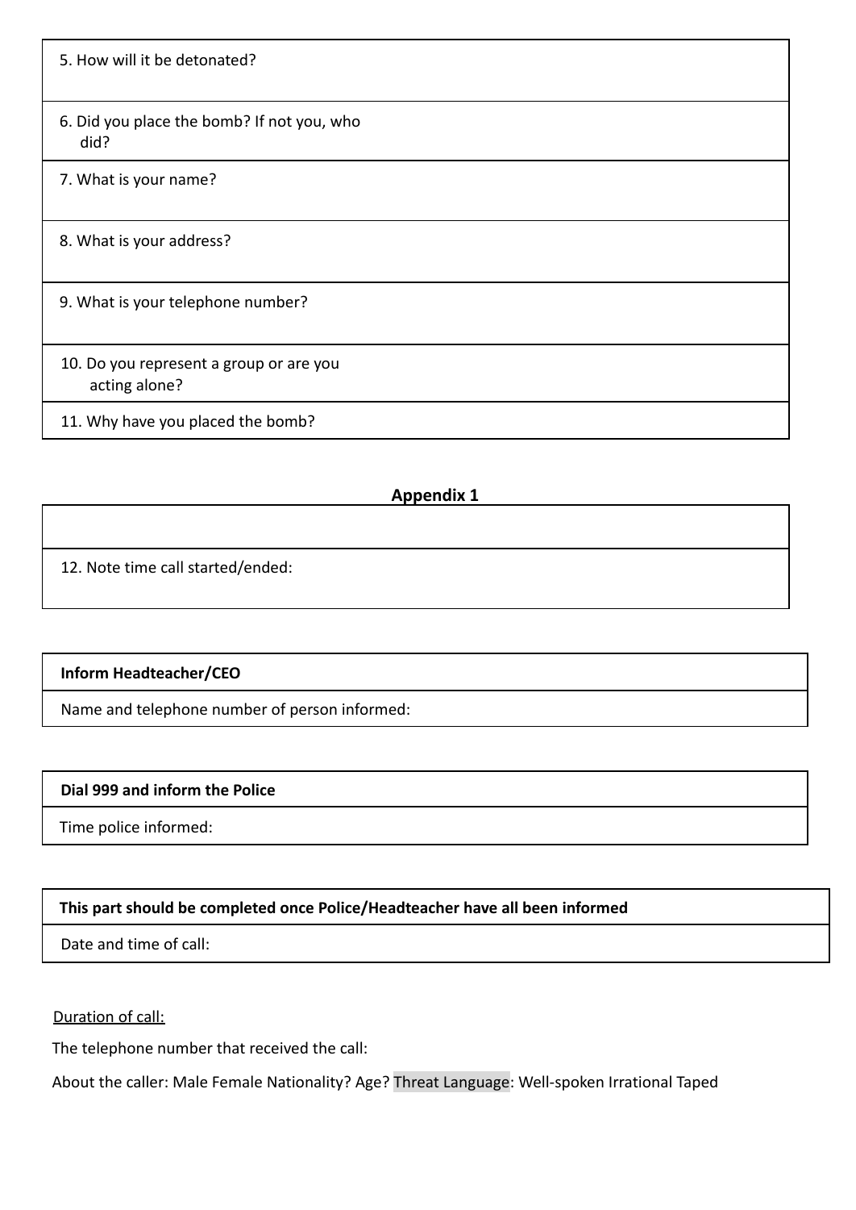| 5. How will it be detonated? |
|---|
| 6. Did you place the bomb? If not you, who did? |
| 7. What is your name? |
| 8. What is your address? |
| 9. What is your telephone number? |
| 10. Do you represent a group or are you acting alone? |
| 11. Why have you placed the bomb? |

**Appendix 1**

| |
|---|
| 12. Note time call started/ended: |

| **Inform Headteacher/CEO** |
|---|
| Name and telephone number of person informed: |

| **Dial 999 and inform the Police** |
|---|
| Time police informed: |

| **This part should be completed once Police/Headteacher have all been informed** |
|---|
| Date and time of call: |

Duration of call:

The telephone number that received the call:

About the caller: Male Female Nationality? Age? Threat Language: Well-spoken Irrational Taped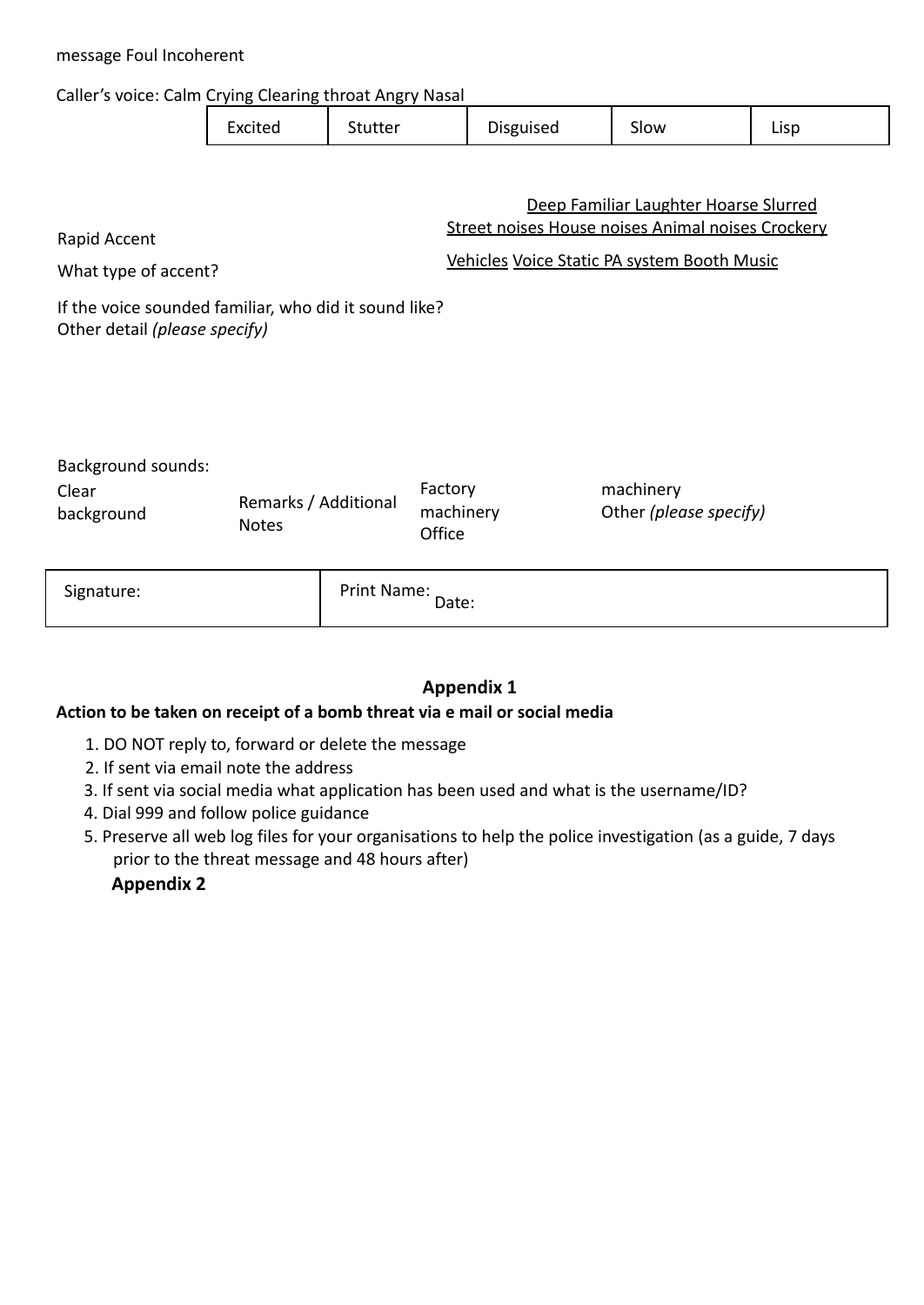message Foul Incoherent

Caller's voice: Calm Crying Clearing throat Angry Nasal

| Excited | Stutter | Disguised | Slow | Lisp |
| --- | --- | --- | --- | --- |

Deep Familiar Laughter Hoarse Slurred

Rapid Accent

Street noises House noises Animal noises Crockery

What type of accent?

Vehicles Voice Static PA system Booth Music

If the voice sounded familiar, who did it sound like?
Other detail *(please specify)*

Background sounds:

Clear background

Remarks / Additional Notes

Factory machinery Office

machinery
Other *(please specify)*

| Signature: | Print Name: Date: |
| --- | --- |

## Appendix 1

**Action to be taken on receipt of a bomb threat via e mail or social media**

1. DO NOT reply to, forward or delete the message
2. If sent via email note the address
3. If sent via social media what application has been used and what is the username/ID?
4. Dial 999 and follow police guidance
5. Preserve all web log files for your organisations to help the police investigation (as a guide, 7 days prior to the threat message and 48 hours after)

## Appendix 2